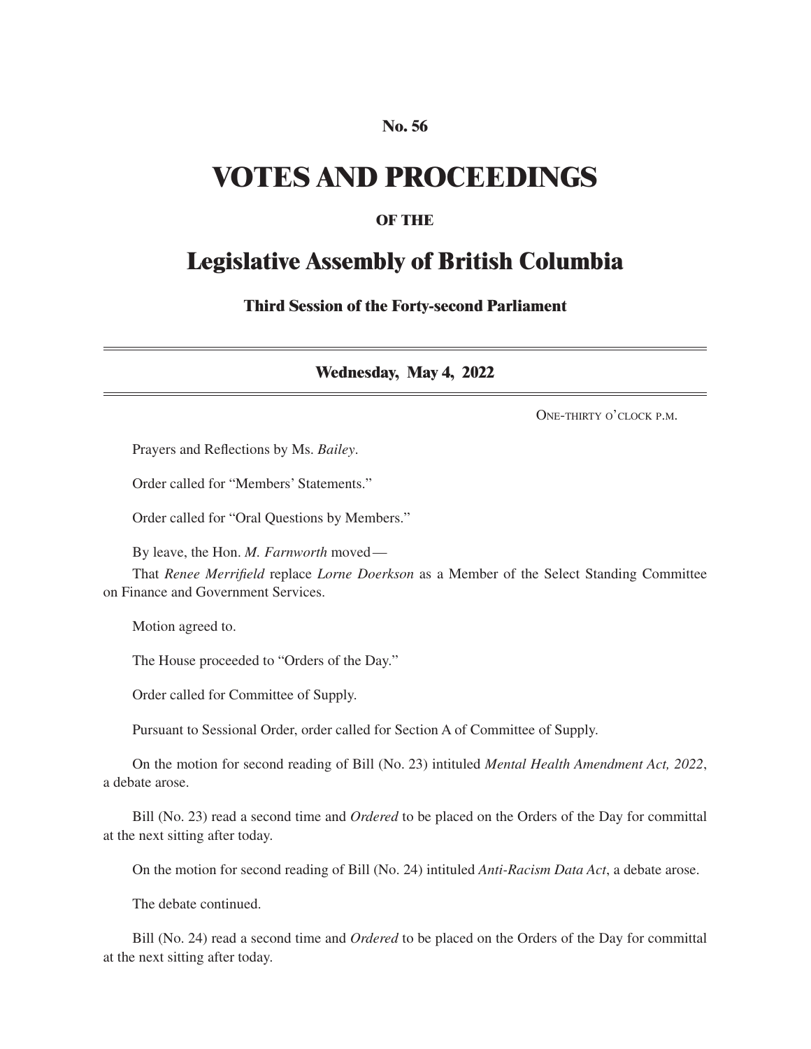**No. 56**

# VOTES AND PROCEEDINGS

**OF THE**

## Legislative Assembly of British Columbia

**Third Session of the Forty-second Parliament**

---

**Wednesday, May 4, 2022**

---

ONE-THIRTY O'CLOCK P.M.

Prayers and Reflections by Ms. *Bailey*.

Order called for "Members' Statements."

Order called for "Oral Questions by Members."

By leave, the Hon. *M. Farnworth* moved—

That *Renee Merrifield* replace *Lorne Doerkson* as a Member of the Select Standing Committee on Finance and Government Services.

Motion agreed to.

The House proceeded to "Orders of the Day."

Order called for Committee of Supply.

Pursuant to Sessional Order, order called for Section A of Committee of Supply.

On the motion for second reading of Bill (No. 23) intituled *Mental Health Amendment Act, 2022*, a debate arose.

Bill (No. 23) read a second time and *Ordered* to be placed on the Orders of the Day for committal at the next sitting after today.

On the motion for second reading of Bill (No. 24) intituled *Anti-Racism Data Act*, a debate arose.

The debate continued.

Bill (No. 24) read a second time and *Ordered* to be placed on the Orders of the Day for committal at the next sitting after today.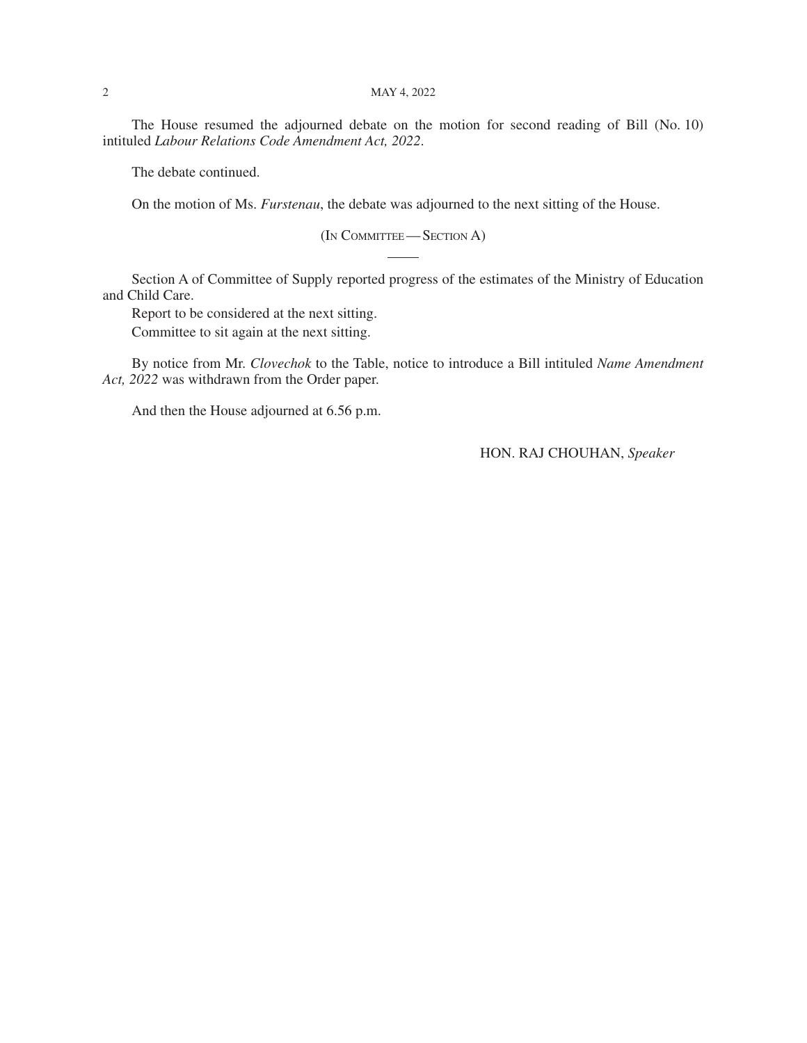The House resumed the adjourned debate on the motion for second reading of Bill (No. 10) intituled *Labour Relations Code Amendment Act, 2022*.

The debate continued.

On the motion of Ms. *Furstenau*, the debate was adjourned to the next sitting of the House.

(IN COMMITTEE — SECTION A)

---

Section A of Committee of Supply reported progress of the estimates of the Ministry of Education and Child Care.

Report to be considered at the next sitting.

Committee to sit again at the next sitting.

By notice from Mr. *Clovechok* to the Table, notice to introduce a Bill intituled *Name Amendment Act, 2022* was withdrawn from the Order paper.

And then the House adjourned at 6.56 p.m.

HON. RAJ CHOUHAN, *Speaker*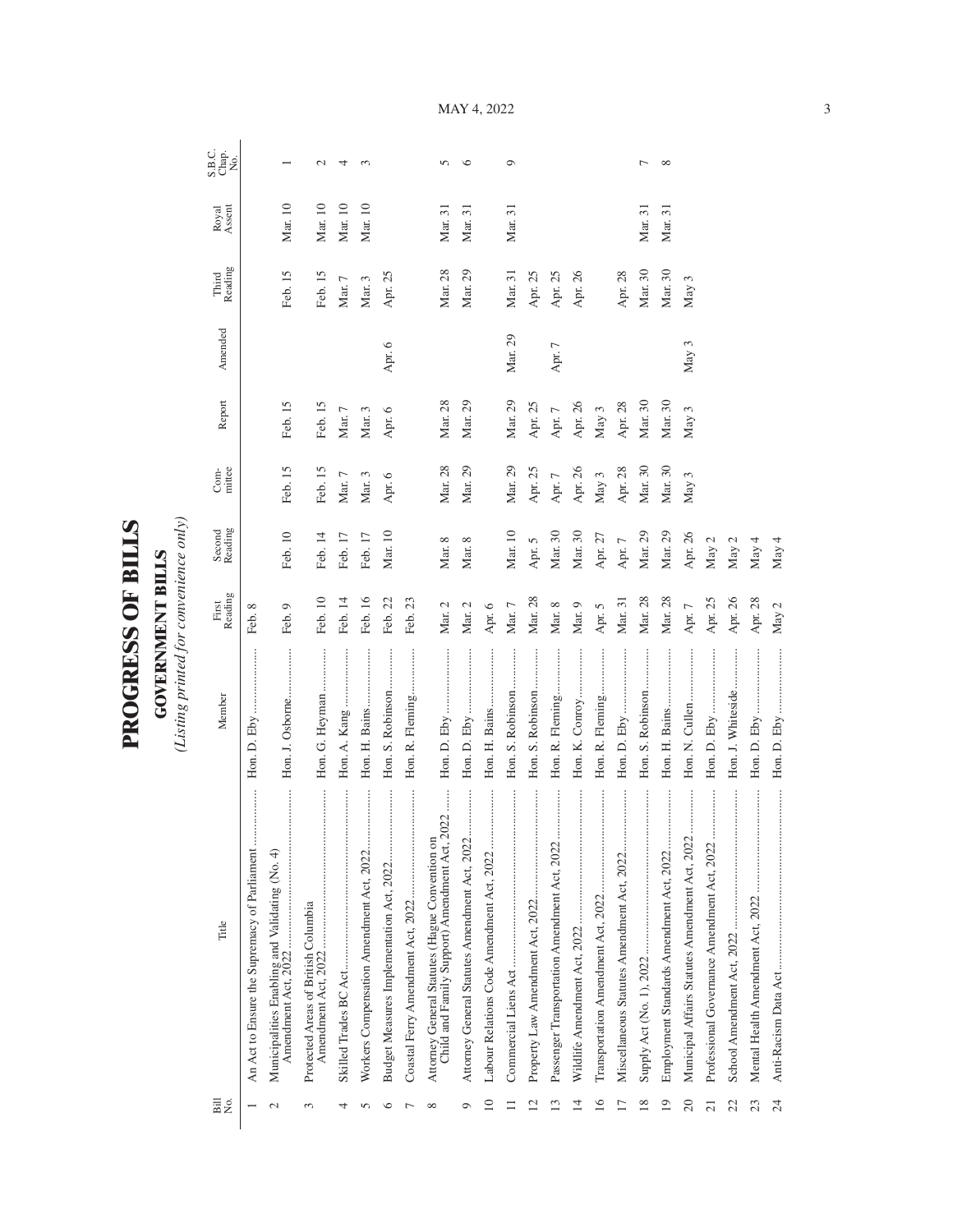# PROGRESS OF BILLS

## GOVERNMENT BILLS

*(Listing printed for convenience only)*

| Bill No. | Title | Member | First Reading | Second Reading | Com-mittee | Report | Amended | Third Reading | Royal Assent | S.B.C. Chap. No. |
|---|---|---|---|---|---|---|---|---|---|---|
| 1 | An Act to Ensure the Supremacy of Parliament | Hon. D. Eby | Feb. 8 | | | | | | | |
| 2 | Municipalities Enabling and Validating (No. 4) Amendment Act, 2022 | Hon. J. Osborne | Feb. 9 | Feb. 10 | Feb. 15 | Feb. 15 | | Feb. 15 | Mar. 10 | 1 |
| 3 | Protected Areas of British Columbia Amendment Act, 2022 | Hon. G. Heyman | Feb. 10 | Feb. 14 | Feb. 15 | Feb. 15 | | Feb. 15 | Mar. 10 | 2 |
| 4 | Skilled Trades BC Act | Hon. A. Kang | Feb. 14 | Feb. 17 | Mar. 7 | Mar. 7 | | Mar. 7 | Mar. 10 | 4 |
| 5 | Workers Compensation Amendment Act, 2022 | Hon. H. Bains | Feb. 16 | Feb. 17 | Mar. 3 | Mar. 3 | | Mar. 3 | Mar. 10 | 3 |
| 6 | Budget Measures Implementation Act, 2022 | Hon. S. Robinson | Feb. 22 | Mar. 10 | Apr. 6 | Apr. 6 | Apr. 6 | Apr. 25 | | |
| 7 | Coastal Ferry Amendment Act, 2022 | Hon. R. Fleming | Feb. 23 | | | | | | | |
| 8 | Attorney General Statutes (Hague Convention on Child and Family Support) Amendment Act, 2022 | Hon. D. Eby | Mar. 2 | Mar. 8 | Mar. 28 | Mar. 28 | | Mar. 28 | Mar. 31 | 5 |
| 9 | Attorney General Statutes Amendment Act, 2022 | Hon. D. Eby | Mar. 2 | Mar. 8 | Mar. 29 | Mar. 29 | | Mar. 29 | Mar. 31 | 6 |
| 10 | Labour Relations Code Amendment Act, 2022 | Hon. H. Bains | Apr. 6 | | | | | | | |
| 11 | Commercial Liens Act | Hon. S. Robinson | Mar. 7 | Mar. 10 | Mar. 29 | Mar. 29 | Mar. 29 | Mar. 31 | Mar. 31 | 9 |
| 12 | Property Law Amendment Act, 2022 | Hon. S. Robinson | Mar. 28 | Apr. 5 | Apr. 25 | Apr. 25 | | Apr. 25 | | |
| 13 | Passenger Transportation Amendment Act, 2022 | Hon. R. Fleming | Mar. 8 | Mar. 30 | Apr. 7 | Apr. 7 | Apr. 7 | Apr. 25 | | |
| 14 | Wildlife Amendment Act, 2022 | Hon. K. Conroy | Mar. 9 | Mar. 30 | Apr. 26 | Apr. 26 | | Apr. 26 | | |
| 16 | Transportation Amendment Act, 2022 | Hon. R. Fleming | Apr. 5 | Apr. 27 | May 3 | May 3 | | | | |
| 17 | Miscellaneous Statutes Amendment Act, 2022 | Hon. D. Eby | Mar. 31 | Apr. 7 | Apr. 28 | Apr. 28 | | Apr. 28 | | |
| 18 | Supply Act (No. 1), 2022 | Hon. S. Robinson | Mar. 28 | Mar. 29 | Mar. 30 | Mar. 30 | | Mar. 30 | Mar. 31 | 7 |
| 19 | Employment Standards Amendment Act, 2022 | Hon. H. Bains | Mar. 28 | Mar. 29 | Mar. 30 | Mar. 30 | | Mar. 30 | Mar. 31 | 8 |
| 20 | Municipal Affairs Statutes Amendment Act, 2022 | Hon. N. Cullen | Apr. 7 | Apr. 26 | May 3 | May 3 | May 3 | May 3 | | |
| 21 | Professional Governance Amendment Act, 2022 | Hon. D. Eby | Apr. 25 | May 2 | | | | | | |
| 22 | School Amendment Act, 2022 | Hon. J. Whiteside | Apr. 26 | May 2 | | | | | | |
| 23 | Mental Health Amendment Act, 2022 | Hon. D. Eby | Apr. 28 | May 4 | | | | | | |
| 24 | Anti-Racism Data Act | Hon. D. Eby | May 2 | May 4 | | | | | | |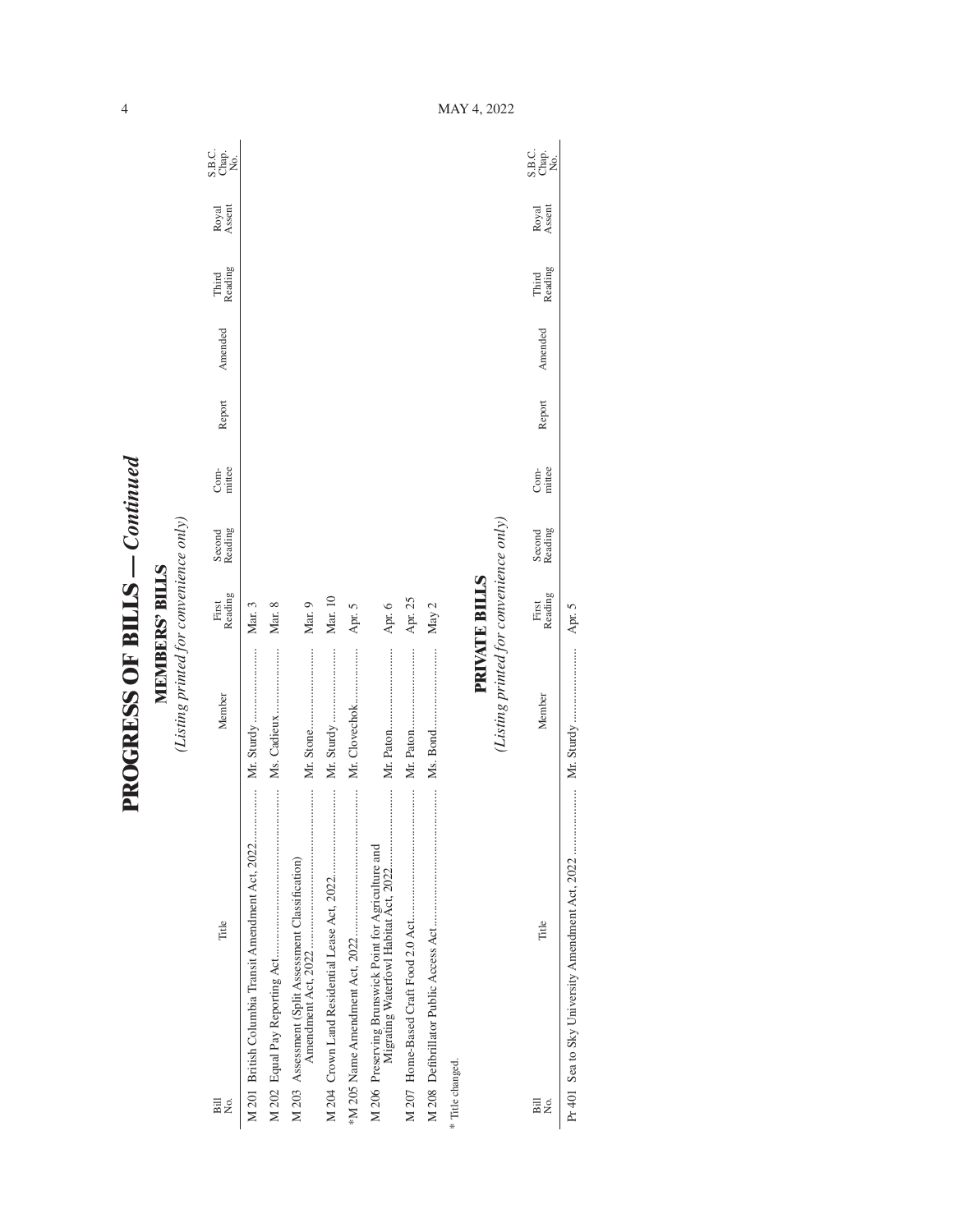# PROGRESS OF BILLS — *Continued*

## MEMBERS' BILLS

*(Listing printed for convenience only)*

| Bill No. | Title | Member | First Reading | Second Reading | Com-mittee | Report | Amended | Third Reading | Royal Assent | S.B.C. Chap. No. |
|---|---|---|---|---|---|---|---|---|---|---|
| M 201 | British Columbia Transit Amendment Act, 2022 | Mr. Sturdy | Mar. 3 | | | | | | | |
| M 202 | Equal Pay Reporting Act | Ms. Cadieux | Mar. 8 | | | | | | | |
| M 203 | Assessment (Split Assessment Classification) Amendment Act, 2022 | Mr. Stone | Mar. 9 | | | | | | | |
| M 204 | Crown Land Residential Lease Act, 2022 | Mr. Sturdy | Mar. 10 | | | | | | | |
| *M 205 | Name Amendment Act, 2022 | Mr. Clovechok | Apr. 5 | | | | | | | |
| M 206 | Preserving Brunswick Point for Agriculture and Migrating Waterfowl Habitat Act, 2022 | Mr. Paton | Apr. 6 | | | | | | | |
| M 207 | Home-Based Craft Food 2.0 Act | Mr. Paton | Apr. 25 | | | | | | | |
| M 208 | Defibrillator Public Access Act | Ms. Bond | May 2 | | | | | | | |

\* Title changed.

## PRIVATE BILLS

*(Listing printed for convenience only)*

| Bill No. | Title | Member | First Reading | Second Reading | Com-mittee | Report | Amended | Third Reading | Royal Assent | S.B.C. Chap. No. |
|---|---|---|---|---|---|---|---|---|---|---|
| Pr 401 | Sea to Sky University Amendment Act, 2022 | Mr. Sturdy | Apr. 5 | | | | | | | |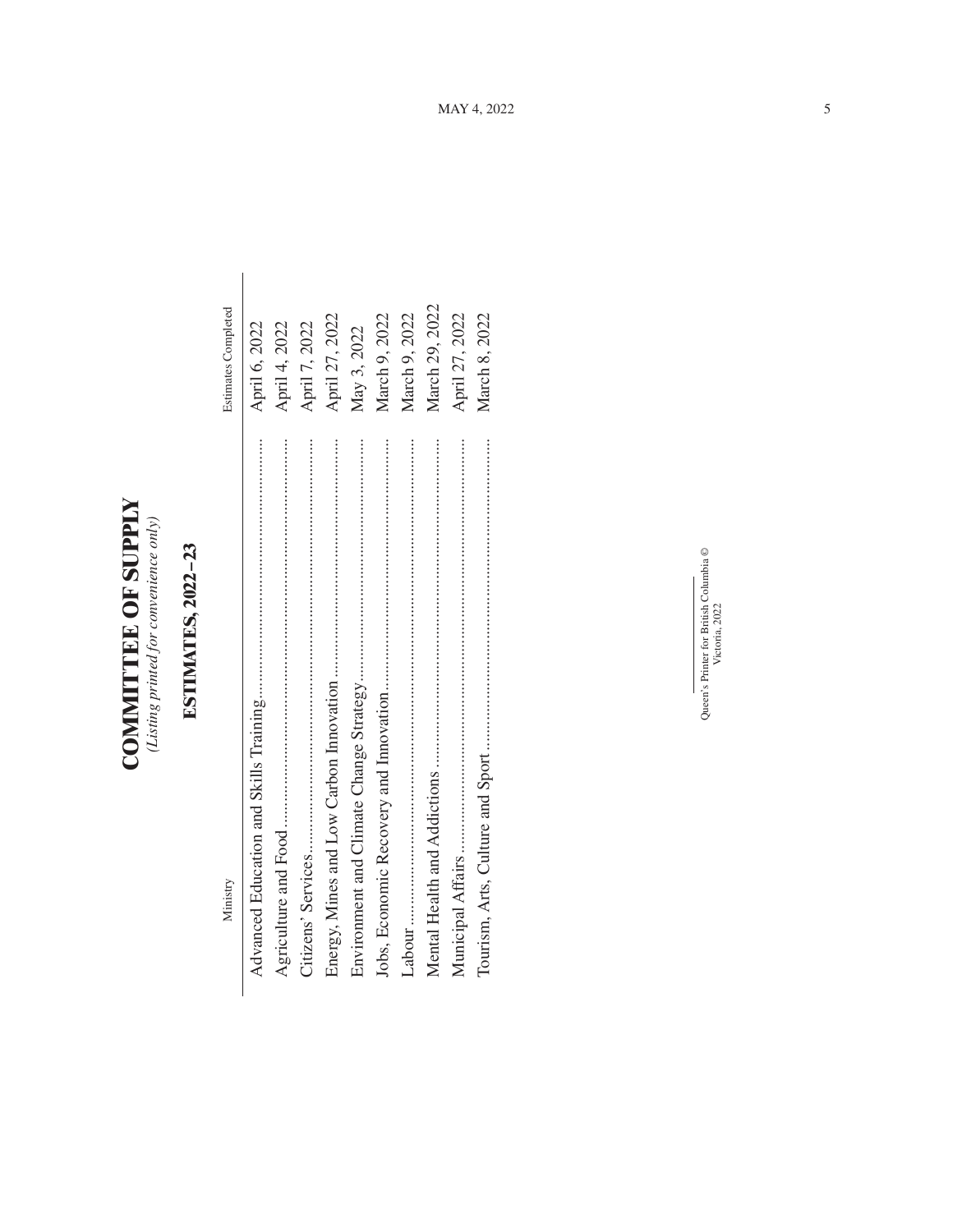# COMMITTEE OF SUPPLY

*(Listing printed for convenience only)*

## ESTIMATES, 2022 – 23

| Ministry | Estimates Completed |
|---|---|
| Advanced Education and Skills Training | April 6, 2022 |
| Agriculture and Food | April 4, 2022 |
| Citizens' Services | April 7, 2022 |
| Energy, Mines and Low Carbon Innovation | April 27, 2022 |
| Environment and Climate Change Strategy | May 3, 2022 |
| Jobs, Economic Recovery and Innovation | March 9, 2022 |
| Labour | March 9, 2022 |
| Mental Health and Addictions | March 29, 2022 |
| Municipal Affairs | April 27, 2022 |
| Tourism, Arts, Culture and Sport | March 8, 2022 |

Queen's Printer for British Columbia ©
Victoria, 2022